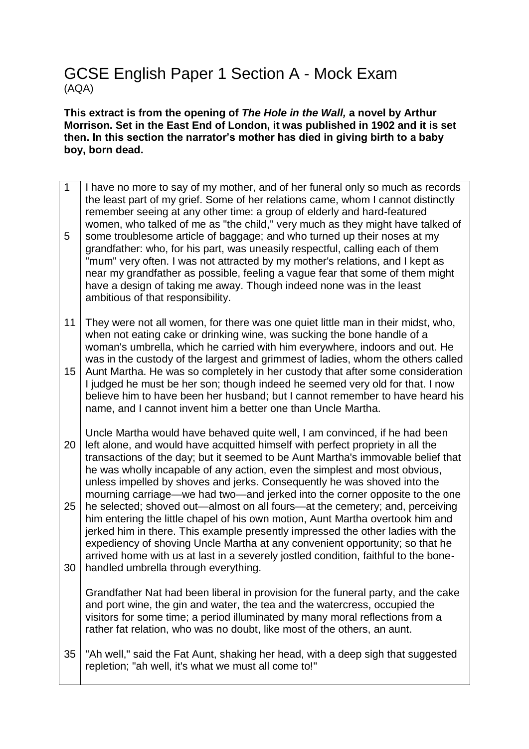# GCSE English Paper 1 Section A - Mock Exam
(AQA)

**This extract is from the opening of *The Hole in the Wall,* a novel by Arthur Morrison. Set in the East End of London, it was published in 1902 and it is set then. In this section the narrator's mother has died in giving birth to a baby boy, born dead.**

| | |
|---|---|
| 1<br><br><br><br>5 | I have no more to say of my mother, and of her funeral only so much as records the least part of my grief. Some of her relations came, whom I cannot distinctly remember seeing at any other time: a group of elderly and hard-featured women, who talked of me as "the child," very much as they might have talked of some troublesome article of baggage; and who turned up their noses at my grandfather: who, for his part, was uneasily respectful, calling each of them "mum" very often. I was not attracted by my mother's relations, and I kept as near my grandfather as possible, feeling a vague fear that some of them might have a design of taking me away. Though indeed none was in the least ambitious of that responsibility. |
| 11<br><br><br><br>15 | They were not all women, for there was one quiet little man in their midst, who, when not eating cake or drinking wine, was sucking the bone handle of a woman's umbrella, which he carried with him everywhere, indoors and out. He was in the custody of the largest and grimmest of ladies, whom the others called Aunt Martha. He was so completely in her custody that after some consideration I judged he must be her son; though indeed he seemed very old for that. I now believe him to have been her husband; but I cannot remember to have heard his name, and I cannot invent him a better one than Uncle Martha. |
| <br>20<br><br><br><br><br>25<br><br><br><br><br>30 | Uncle Martha would have behaved quite well, I am convinced, if he had been left alone, and would have acquitted himself with perfect propriety in all the transactions of the day; but it seemed to be Aunt Martha's immovable belief that he was wholly incapable of any action, even the simplest and most obvious, unless impelled by shoves and jerks. Consequently he was shoved into the mourning carriage—we had two—and jerked into the corner opposite to the one he selected; shoved out—almost on all fours—at the cemetery; and, perceiving him entering the little chapel of his own motion, Aunt Martha overtook him and jerked him in there. This example presently impressed the other ladies with the expediency of shoving Uncle Martha at any convenient opportunity; so that he arrived home with us at last in a severely jostled condition, faithful to the bone-handled umbrella through everything. |
| | Grandfather Nat had been liberal in provision for the funeral party, and the cake and port wine, the gin and water, the tea and the watercress, occupied the visitors for some time; a period illuminated by many moral reflections from a rather fat relation, who was no doubt, like most of the others, an aunt. |
| 35 | "Ah well," said the Fat Aunt, shaking her head, with a deep sigh that suggested repletion; "ah well, it's what we must all come to!" |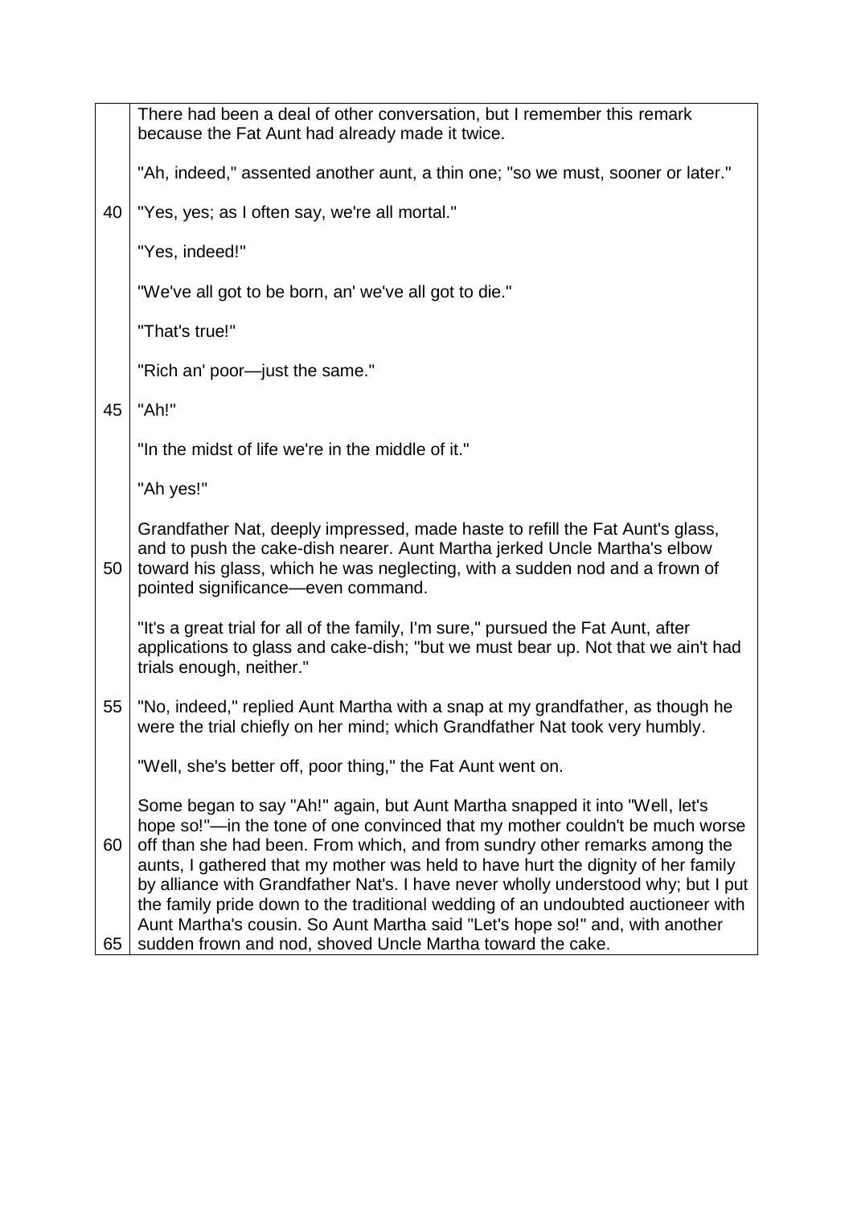There had been a deal of other conversation, but I remember this remark because the Fat Aunt had already made it twice.

"Ah, indeed," assented another aunt, a thin one; "so we must, sooner or later."

40 "Yes, yes; as I often say, we're all mortal."

"Yes, indeed!"

"We've all got to be born, an' we've all got to die."

"That's true!"

"Rich an' poor—just the same."

45 "Ah!"

"In the midst of life we're in the middle of it."

"Ah yes!"

Grandfather Nat, deeply impressed, made haste to refill the Fat Aunt's glass, and to push the cake-dish nearer. Aunt Martha jerked Uncle Martha's elbow

50 toward his glass, which he was neglecting, with a sudden nod and a frown of pointed significance—even command.

"It's a great trial for all of the family, I'm sure," pursued the Fat Aunt, after applications to glass and cake-dish; "but we must bear up. Not that we ain't had trials enough, neither."

55 "No, indeed," replied Aunt Martha with a snap at my grandfather, as though he were the trial chiefly on her mind; which Grandfather Nat took very humbly.

"Well, she's better off, poor thing," the Fat Aunt went on.

Some began to say "Ah!" again, but Aunt Martha snapped it into "Well, let's hope so!"—in the tone of one convinced that my mother couldn't be much worse

60 off than she had been. From which, and from sundry other remarks among the aunts, I gathered that my mother was held to have hurt the dignity of her family by alliance with Grandfather Nat's. I have never wholly understood why; but I put the family pride down to the traditional wedding of an undoubted auctioneer with Aunt Martha's cousin. So Aunt Martha said "Let's hope so!" and, with another

65 sudden frown and nod, shoved Uncle Martha toward the cake.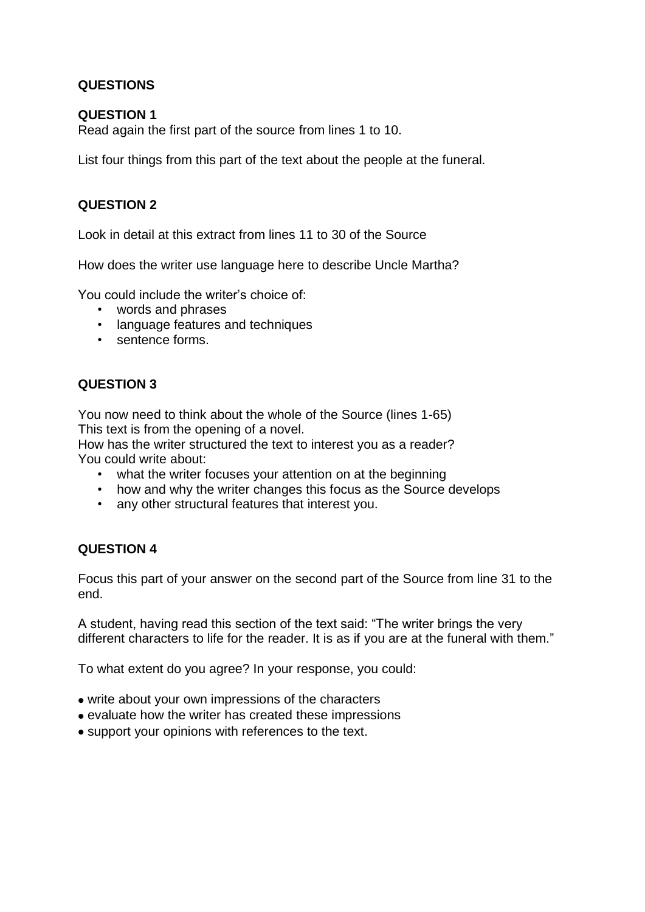**QUESTIONS**

**QUESTION 1**

Read again the first part of the source from lines 1 to 10.

List four things from this part of the text about the people at the funeral.

**QUESTION 2**

Look in detail at this extract from lines 11 to 30 of the Source

How does the writer use language here to describe Uncle Martha?

You could include the writer's choice of:

- words and phrases
- language features and techniques
- sentence forms.

**QUESTION 3**

You now need to think about the whole of the Source (lines 1-65)
This text is from the opening of a novel.
How has the writer structured the text to interest you as a reader?
You could write about:

- what the writer focuses your attention on at the beginning
- how and why the writer changes this focus as the Source develops
- any other structural features that interest you.

**QUESTION 4**

Focus this part of your answer on the second part of the Source from line 31 to the end.

A student, having read this section of the text said: "The writer brings the very different characters to life for the reader. It is as if you are at the funeral with them."

To what extent do you agree? In your response, you could:

- write about your own impressions of the characters
- evaluate how the writer has created these impressions
- support your opinions with references to the text.